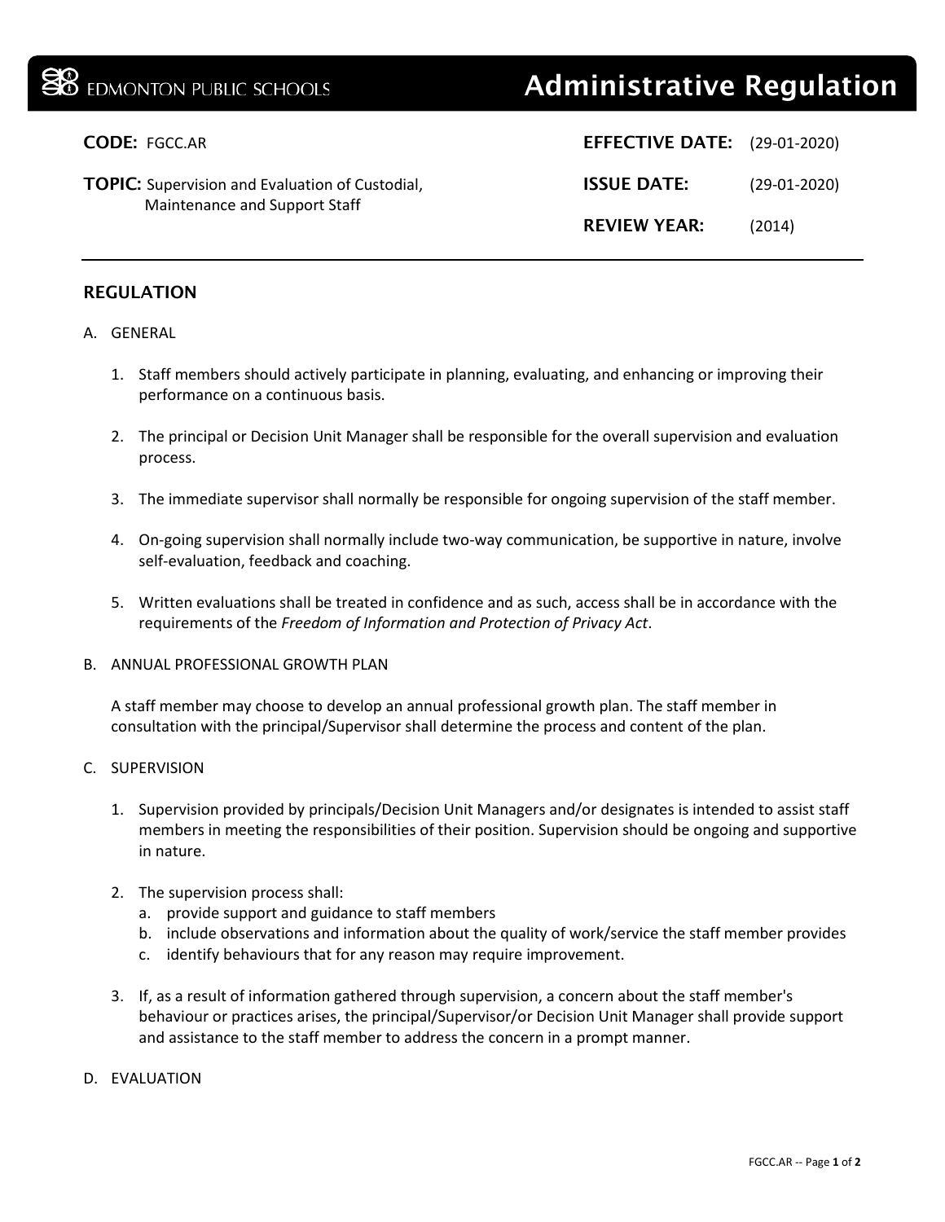# EDMONTON PUBLIC SCHOOLS — Administrative Regulation

**CODE:** FGCC.AR

**TOPIC:** Supervision and Evaluation of Custodial, Maintenance and Support Staff

**EFFECTIVE DATE:** (29-01-2020)

**ISSUE DATE:** (29-01-2020)

**REVIEW YEAR:** (2014)

---

## REGULATION

A. GENERAL

1. Staff members should actively participate in planning, evaluating, and enhancing or improving their performance on a continuous basis.

2. The principal or Decision Unit Manager shall be responsible for the overall supervision and evaluation process.

3. The immediate supervisor shall normally be responsible for ongoing supervision of the staff member.

4. On-going supervision shall normally include two-way communication, be supportive in nature, involve self-evaluation, feedback and coaching.

5. Written evaluations shall be treated in confidence and as such, access shall be in accordance with the requirements of the *Freedom of Information and Protection of Privacy Act*.

B. ANNUAL PROFESSIONAL GROWTH PLAN

A staff member may choose to develop an annual professional growth plan. The staff member in consultation with the principal/Supervisor shall determine the process and content of the plan.

C. SUPERVISION

1. Supervision provided by principals/Decision Unit Managers and/or designates is intended to assist staff members in meeting the responsibilities of their position. Supervision should be ongoing and supportive in nature.

2. The supervision process shall:
   a. provide support and guidance to staff members
   b. include observations and information about the quality of work/service the staff member provides
   c. identify behaviours that for any reason may require improvement.

3. If, as a result of information gathered through supervision, a concern about the staff member's behaviour or practices arises, the principal/Supervisor/or Decision Unit Manager shall provide support and assistance to the staff member to address the concern in a prompt manner.

D. EVALUATION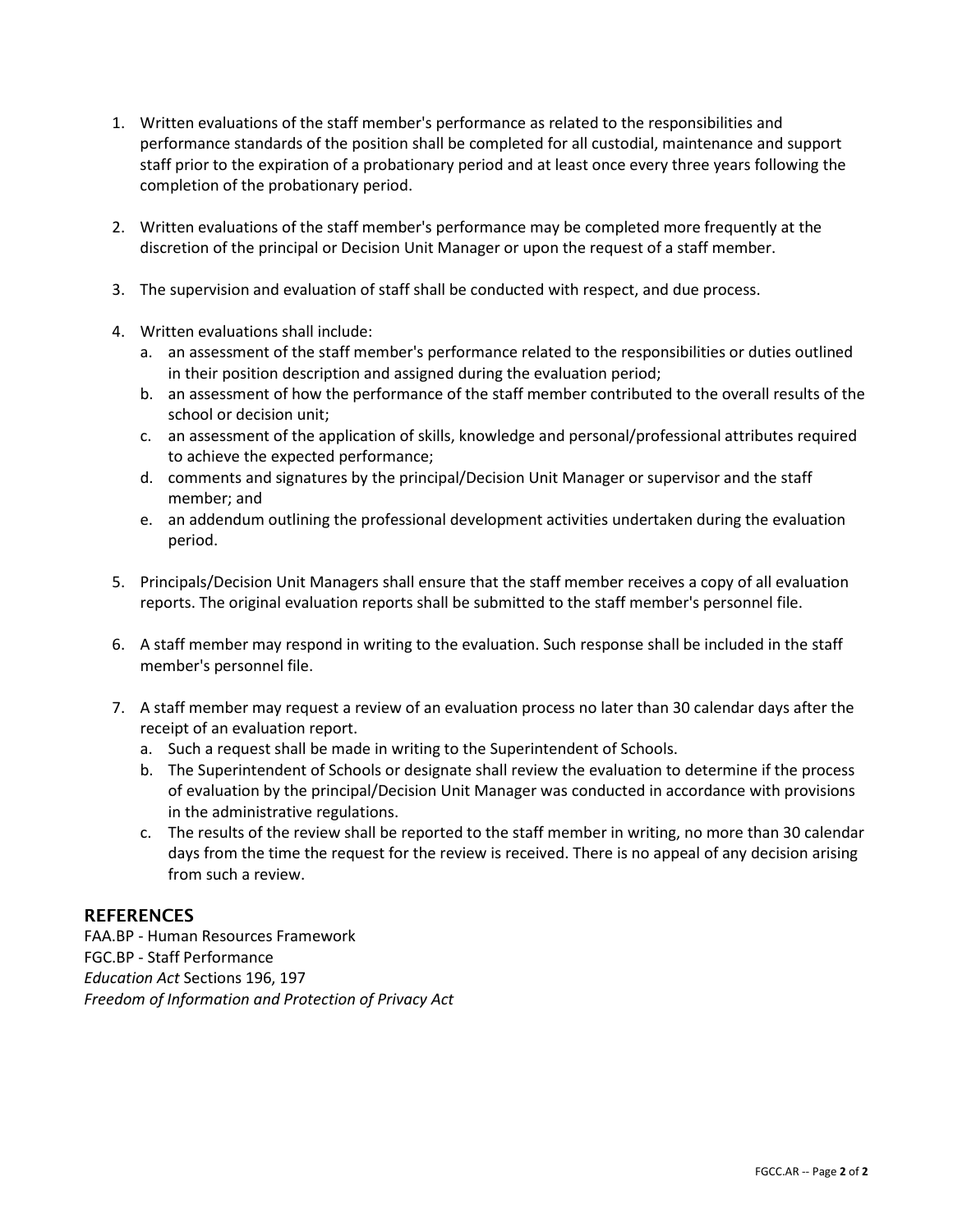1. Written evaluations of the staff member's performance as related to the responsibilities and performance standards of the position shall be completed for all custodial, maintenance and support staff prior to the expiration of a probationary period and at least once every three years following the completion of the probationary period.

2. Written evaluations of the staff member's performance may be completed more frequently at the discretion of the principal or Decision Unit Manager or upon the request of a staff member.

3. The supervision and evaluation of staff shall be conducted with respect, and due process.

4. Written evaluations shall include:
   a. an assessment of the staff member's performance related to the responsibilities or duties outlined in their position description and assigned during the evaluation period;
   b. an assessment of how the performance of the staff member contributed to the overall results of the school or decision unit;
   c. an assessment of the application of skills, knowledge and personal/professional attributes required to achieve the expected performance;
   d. comments and signatures by the principal/Decision Unit Manager or supervisor and the staff member; and
   e. an addendum outlining the professional development activities undertaken during the evaluation period.

5. Principals/Decision Unit Managers shall ensure that the staff member receives a copy of all evaluation reports. The original evaluation reports shall be submitted to the staff member's personnel file.

6. A staff member may respond in writing to the evaluation. Such response shall be included in the staff member's personnel file.

7. A staff member may request a review of an evaluation process no later than 30 calendar days after the receipt of an evaluation report.
   a. Such a request shall be made in writing to the Superintendent of Schools.
   b. The Superintendent of Schools or designate shall review the evaluation to determine if the process of evaluation by the principal/Decision Unit Manager was conducted in accordance with provisions in the administrative regulations.
   c. The results of the review shall be reported to the staff member in writing, no more than 30 calendar days from the time the request for the review is received. There is no appeal of any decision arising from such a review.

## REFERENCES

FAA.BP - Human Resources Framework
FGC.BP - Staff Performance
*Education Act* Sections 196, 197
*Freedom of Information and Protection of Privacy Act*